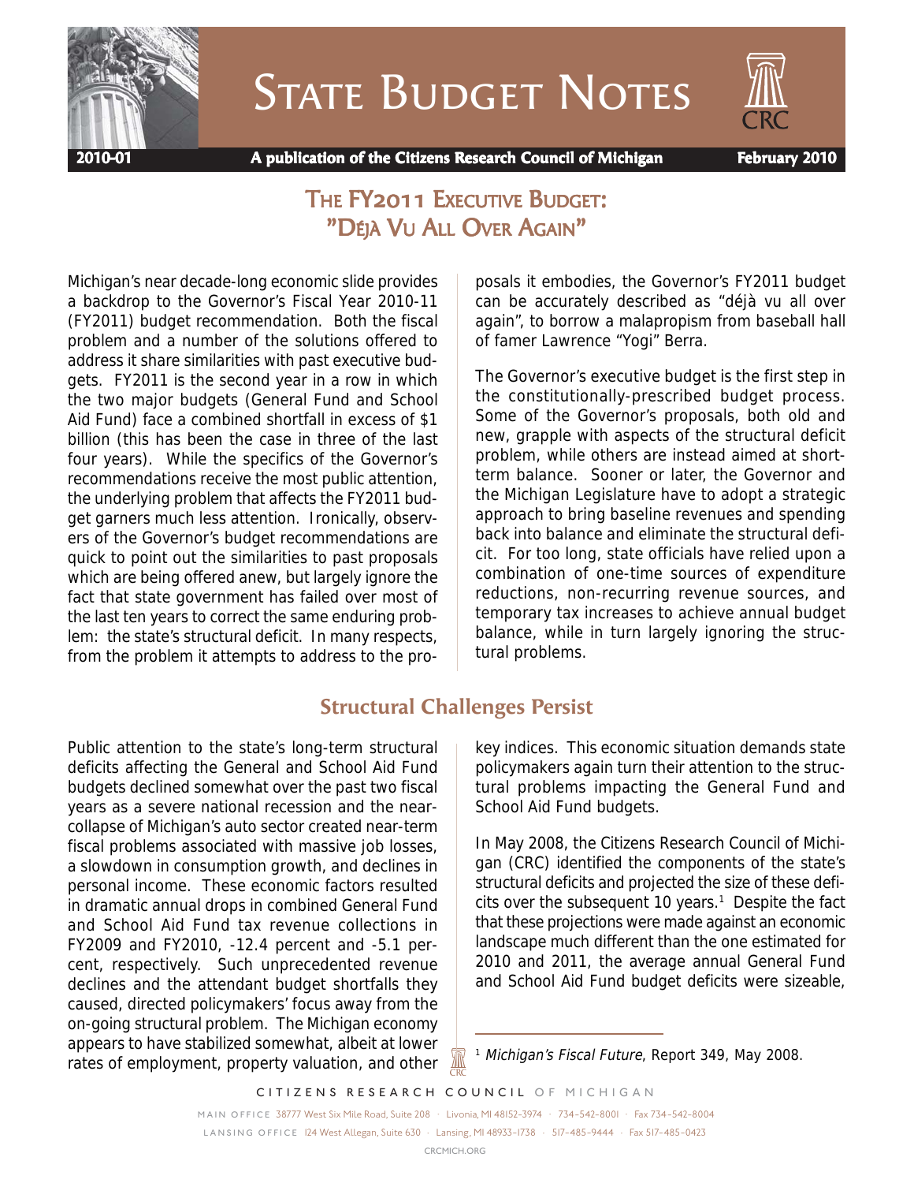# State Budget Notes

**2010-01** **A publication of the Citizens Research Council of Michigan** **February 2010**

## The FY2011 Executive Budget: "Déjà Vu All Over Again"

Michigan's near decade-long economic slide provides a backdrop to the Governor's Fiscal Year 2010-11 (FY2011) budget recommendation. Both the fiscal problem and a number of the solutions offered to address it share similarities with past executive budgets. FY2011 is the second year in a row in which the two major budgets (General Fund and School Aid Fund) face a combined shortfall in excess of $1 billion (this has been the case in three of the last four years). While the specifics of the Governor's recommendations receive the most public attention, the underlying problem that affects the FY2011 budget garners much less attention. Ironically, observers of the Governor's budget recommendations are quick to point out the similarities to past proposals which are being offered anew, but largely ignore the fact that state government has failed over most of the last ten years to correct the same enduring problem: the state's structural deficit. In many respects, from the problem it attempts to address to the proposals it embodies, the Governor's FY2011 budget can be accurately described as "déjà vu all over again", to borrow a malapropism from baseball hall of famer Lawrence "Yogi" Berra.

The Governor's executive budget is the first step in the constitutionally-prescribed budget process. Some of the Governor's proposals, both old and new, grapple with aspects of the structural deficit problem, while others are instead aimed at short-term balance. Sooner or later, the Governor and the Michigan Legislature have to adopt a strategic approach to bring baseline revenues and spending back into balance and eliminate the structural deficit. For too long, state officials have relied upon a combination of one-time sources of expenditure reductions, non-recurring revenue sources, and temporary tax increases to achieve annual budget balance, while in turn largely ignoring the structural problems.

## Structural Challenges Persist

Public attention to the state's long-term structural deficits affecting the General and School Aid Fund budgets declined somewhat over the past two fiscal years as a severe national recession and the near-collapse of Michigan's auto sector created near-term fiscal problems associated with massive job losses, a slowdown in consumption growth, and declines in personal income. These economic factors resulted in dramatic annual drops in combined General Fund and School Aid Fund tax revenue collections in FY2009 and FY2010, -12.4 percent and -5.1 percent, respectively. Such unprecedented revenue declines and the attendant budget shortfalls they caused, directed policymakers' focus away from the on-going structural problem. The Michigan economy appears to have stabilized somewhat, albeit at lower rates of employment, property valuation, and other key indices. This economic situation demands state policymakers again turn their attention to the structural problems impacting the General Fund and School Aid Fund budgets.

In May 2008, the Citizens Research Council of Michigan (CRC) identified the components of the state's structural deficits and projected the size of these deficits over the subsequent 10 years.[1] Despite the fact that these projections were made against an economic landscape much different than the one estimated for 2010 and 2011, the average annual General Fund and School Aid Fund budget deficits were sizeable,

[1] *Michigan's Fiscal Future*, Report 349, May 2008.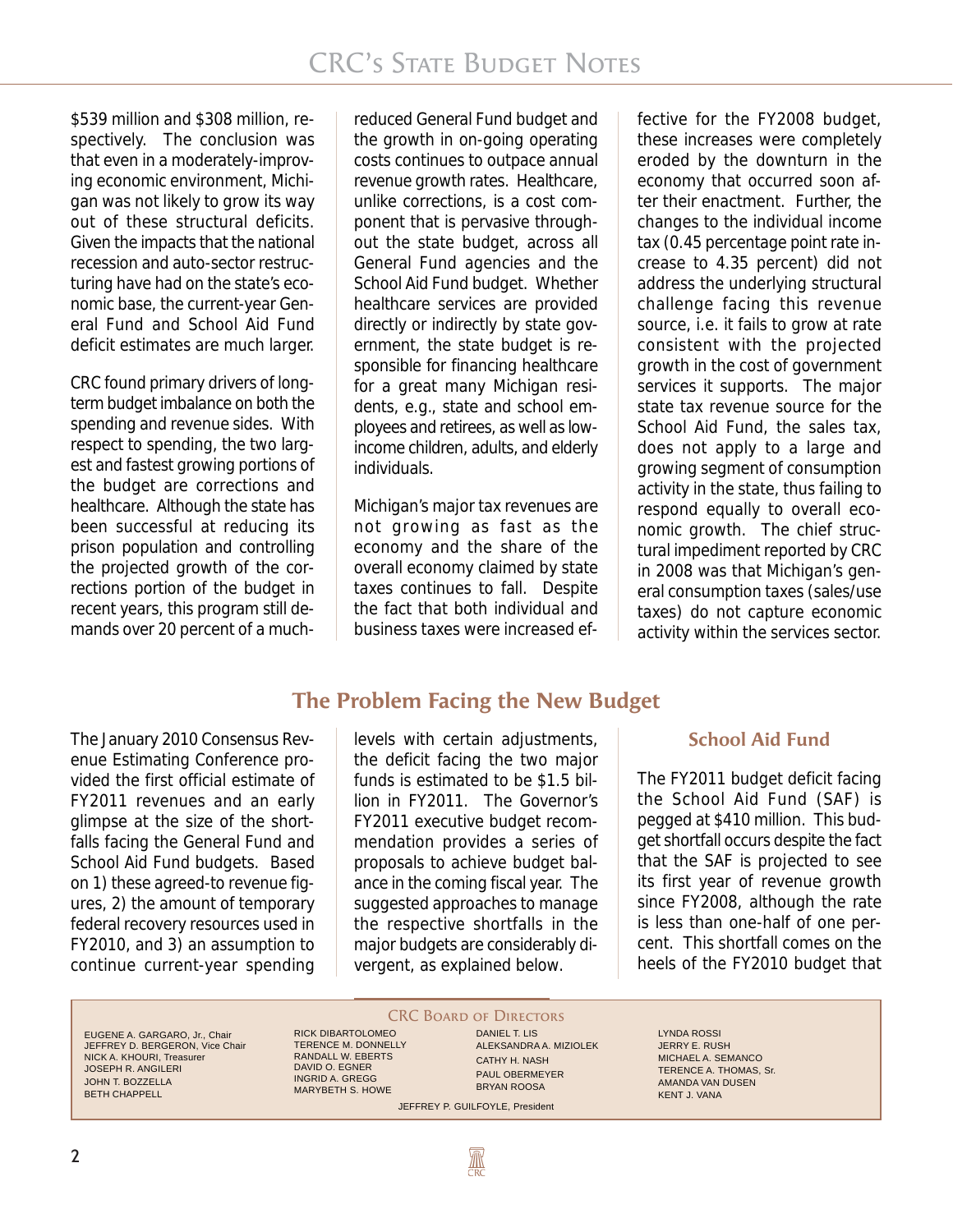$539 million and $308 million, respectively. The conclusion was that even in a moderately-improving economic environment, Michigan was not likely to grow its way out of these structural deficits. Given the impacts that the national recession and auto-sector restructuring have had on the state's economic base, the current-year General Fund and School Aid Fund deficit estimates are much larger.

CRC found primary drivers of long-term budget imbalance on both the spending and revenue sides. With respect to spending, the two largest and fastest growing portions of the budget are corrections and healthcare. Although the state has been successful at reducing its prison population and controlling the projected growth of the corrections portion of the budget in recent years, this program still demands over 20 percent of a much-reduced General Fund budget and the growth in on-going operating costs continues to outpace annual revenue growth rates. Healthcare, unlike corrections, is a cost component that is pervasive throughout the state budget, across all General Fund agencies and the School Aid Fund budget. Whether healthcare services are provided directly or indirectly by state government, the state budget is responsible for financing healthcare for a great many Michigan residents, e.g., state and school employees and retirees, as well as low-income children, adults, and elderly individuals.

Michigan's major tax revenues are not growing as fast as the economy and the share of the overall economy claimed by state taxes continues to fall. Despite the fact that both individual and business taxes were increased effective for the FY2008 budget, these increases were completely eroded by the downturn in the economy that occurred soon after their enactment. Further, the changes to the individual income tax (0.45 percentage point rate increase to 4.35 percent) did not address the underlying structural challenge facing this revenue source, i.e. it fails to grow at rate consistent with the projected growth in the cost of government services it supports. The major state tax revenue source for the School Aid Fund, the sales tax, does not apply to a large and growing segment of consumption activity in the state, thus failing to respond equally to overall economic growth. The chief structural impediment reported by CRC in 2008 was that Michigan's general consumption taxes (sales/use taxes) do not capture economic activity within the services sector.

## The Problem Facing the New Budget

The January 2010 Consensus Revenue Estimating Conference provided the first official estimate of FY2011 revenues and an early glimpse at the size of the shortfalls facing the General Fund and School Aid Fund budgets. Based on 1) these agreed-to revenue figures, 2) the amount of temporary federal recovery resources used in FY2010, and 3) an assumption to continue current-year spending levels with certain adjustments, the deficit facing the two major funds is estimated to be $1.5 billion in FY2011. The Governor's FY2011 executive budget recommendation provides a series of proposals to achieve budget balance in the coming fiscal year. The suggested approaches to manage the respective shortfalls in the major budgets are considerably divergent, as explained below.

### School Aid Fund

The FY2011 budget deficit facing the School Aid Fund (SAF) is pegged at $410 million. This budget shortfall occurs despite the fact that the SAF is projected to see its first year of revenue growth since FY2008, although the rate is less than one-half of one percent. This shortfall comes on the heels of the FY2010 budget that

**CRC Board of Directors**

EUGENE A. GARGARO, Jr., Chair
JEFFREY D. BERGERON, Vice Chair
NICK A. KHOURI, Treasurer
JOSEPH R. ANGILERI
JOHN T. BOZZELLA
BETH CHAPPELL
RICK DIBARTOLOMEO
TERENCE M. DONNELLY
RANDALL W. EBERTS
DAVID O. EGNER
INGRID A. GREGG
MARYBETH S. HOWE
DANIEL T. LIS
ALEKSANDRA A. MIZIOLEK
CATHY H. NASH
PAUL OBERMEYER
BRYAN ROOSA
LYNDA ROSSI
JERRY E. RUSH
MICHAEL A. SEMANCO
TERENCE A. THOMAS, Sr.
AMANDA VAN DUSEN
KENT J. VANA

JEFFREY P. GUILFOYLE, President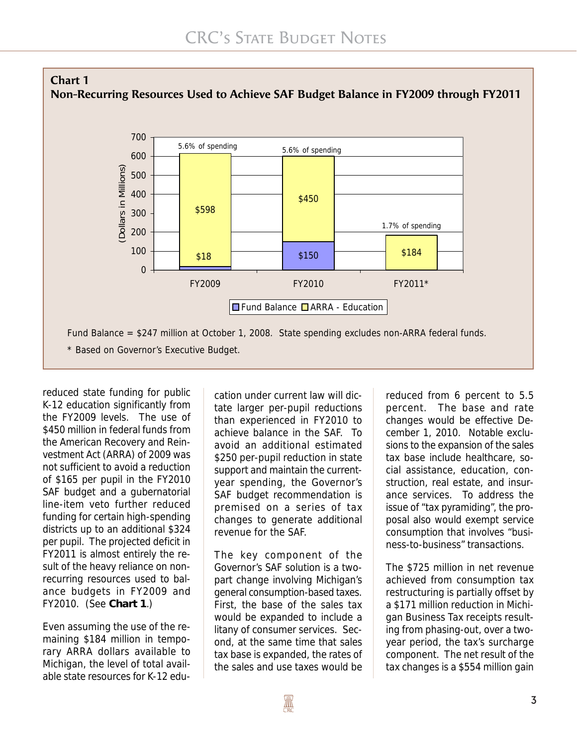**Chart 1**
**Non-Recurring Resources Used to Achieve SAF Budget Balance in FY2009 through FY2011**

| (Dollars in Millions) | FY2009 | FY2010 | FY2011* |
|---|---|---|---|
| Fund Balance | $18 | $150 | |
| ARRA - Education | $598 | $450 | $184 |
| Share of spending | 5.6% of spending | 5.6% of spending | 1.7% of spending |

Fund Balance = $247 million at October 1, 2008. State spending excludes non-ARRA federal funds.

\* Based on Governor's Executive Budget.

reduced state funding for public K-12 education significantly from the FY2009 levels. The use of $450 million in federal funds from the American Recovery and Reinvestment Act (ARRA) of 2009 was not sufficient to avoid a reduction of $165 per pupil in the FY2010 SAF budget and a gubernatorial line-item veto further reduced funding for certain high-spending districts up to an additional $324 per pupil. The projected deficit in FY2011 is almost entirely the result of the heavy reliance on non-recurring resources used to balance budgets in FY2009 and FY2010. (See **Chart 1**.)

Even assuming the use of the remaining $184 million in temporary ARRA dollars available to Michigan, the level of total available state resources for K-12 education under current law will dictate larger per-pupil reductions than experienced in FY2010 to achieve balance in the SAF. To avoid an additional estimated $250 per-pupil reduction in state support and maintain the current-year spending, the Governor's SAF budget recommendation is premised on a series of tax changes to generate additional revenue for the SAF.

The key component of the Governor's SAF solution is a two-part change involving Michigan's general consumption-based taxes. First, the base of the sales tax would be expanded to include a litany of consumer services. Second, at the same time that sales tax base is expanded, the rates of the sales and use taxes would be reduced from 6 percent to 5.5 percent. The base and rate changes would be effective December 1, 2010. Notable exclusions to the expansion of the sales tax base include healthcare, social assistance, education, construction, real estate, and insurance services. To address the issue of "tax pyramiding", the proposal also would exempt service consumption that involves "business-to-business" transactions.

The $725 million in net revenue achieved from consumption tax restructuring is partially offset by a $171 million reduction in Michigan Business Tax receipts resulting from phasing-out, over a two-year period, the tax's surcharge component. The net result of the tax changes is a $554 million gain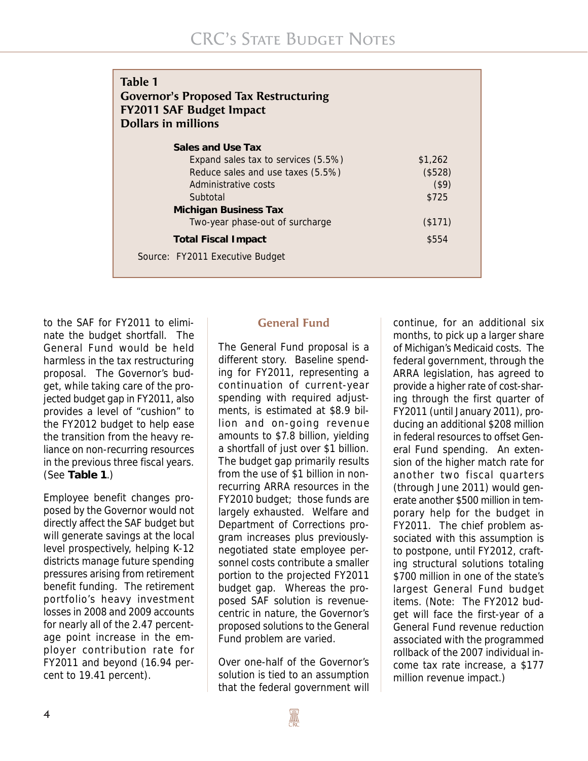**Table 1**
**Governor's Proposed Tax Restructuring**
**FY2011 SAF Budget Impact**
**Dollars in millions**

| | |
|---|---|
| **Sales and Use Tax** | |
| Expand sales tax to services (5.5%) | $1,262 |
| Reduce sales and use taxes (5.5%) | ($528) |
| Administrative costs | ($9) |
| Subtotal | $725 |
| **Michigan Business Tax** | |
| Two-year phase-out of surcharge | ($171) |
| **Total Fiscal Impact** | $554 |

Source: FY2011 Executive Budget

to the SAF for FY2011 to eliminate the budget shortfall. The General Fund would be held harmless in the tax restructuring proposal. The Governor's budget, while taking care of the projected budget gap in FY2011, also provides a level of "cushion" to the FY2012 budget to help ease the transition from the heavy reliance on non-recurring resources in the previous three fiscal years. (See **Table 1**.)

Employee benefit changes proposed by the Governor would not directly affect the SAF budget but will generate savings at the local level prospectively, helping K-12 districts manage future spending pressures arising from retirement benefit funding. The retirement portfolio's heavy investment losses in 2008 and 2009 accounts for nearly all of the 2.47 percentage point increase in the employer contribution rate for FY2011 and beyond (16.94 percent to 19.41 percent).

## General Fund

The General Fund proposal is a different story. Baseline spending for FY2011, representing a continuation of current-year spending with required adjustments, is estimated at $8.9 billion and on-going revenue amounts to $7.8 billion, yielding a shortfall of just over $1 billion. The budget gap primarily results from the use of $1 billion in non-recurring ARRA resources in the FY2010 budget; those funds are largely exhausted. Welfare and Department of Corrections program increases plus previously-negotiated state employee personnel costs contribute a smaller portion to the projected FY2011 budget gap. Whereas the proposed SAF solution is revenue-centric in nature, the Governor's proposed solutions to the General Fund problem are varied.

Over one-half of the Governor's solution is tied to an assumption that the federal government will continue, for an additional six months, to pick up a larger share of Michigan's Medicaid costs. The federal government, through the ARRA legislation, has agreed to provide a higher rate of cost-sharing through the first quarter of FY2011 (until January 2011), producing an additional $208 million in federal resources to offset General Fund spending. An extension of the higher match rate for another two fiscal quarters (through June 2011) would generate another $500 million in temporary help for the budget in FY2011. The chief problem associated with this assumption is to postpone, until FY2012, crafting structural solutions totaling $700 million in one of the state's largest General Fund budget items. (Note: The FY2012 budget will face the first-year of a General Fund revenue reduction associated with the programmed rollback of the 2007 individual income tax rate increase, a $177 million revenue impact.)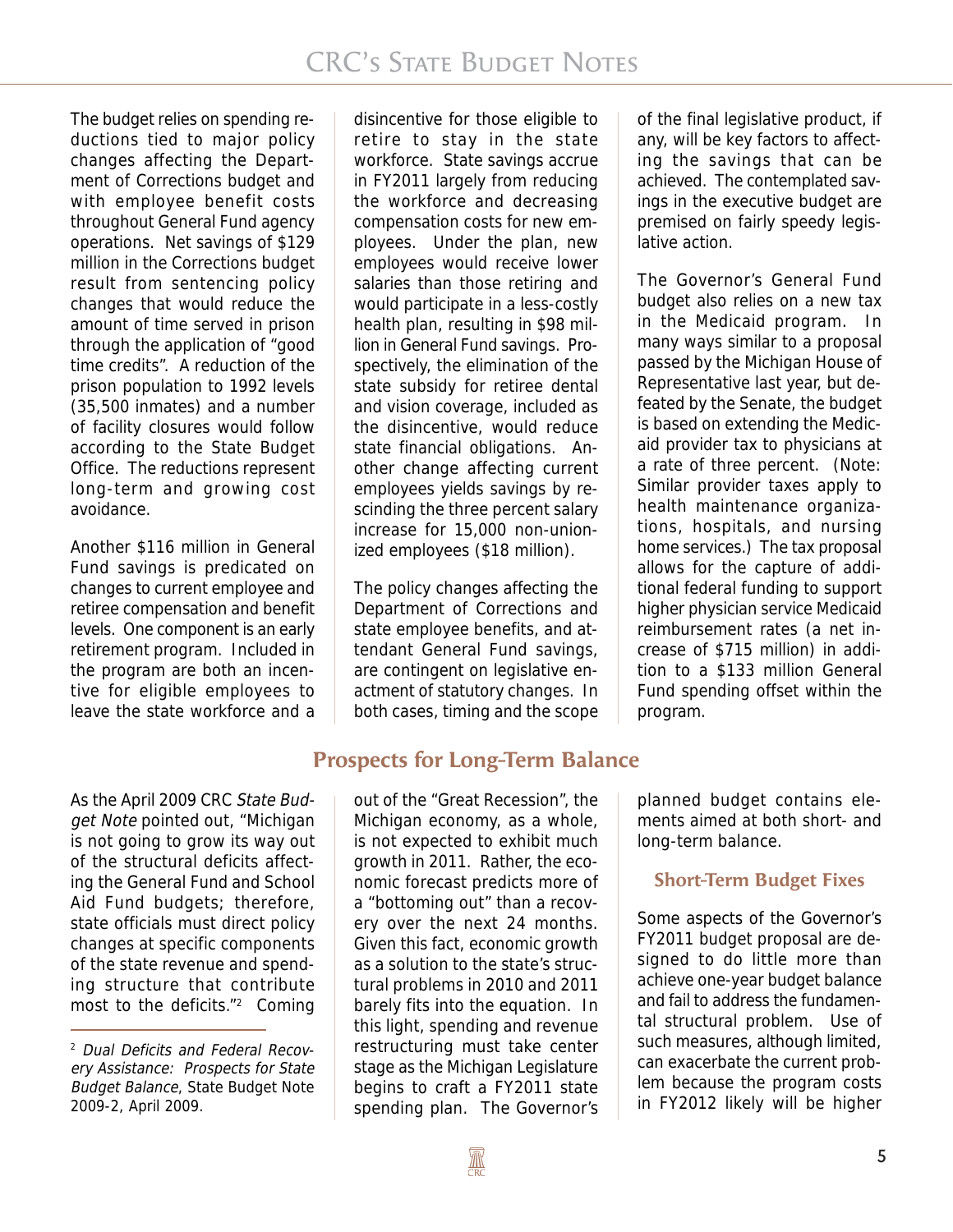The budget relies on spending reductions tied to major policy changes affecting the Department of Corrections budget and with employee benefit costs throughout General Fund agency operations. Net savings of $129 million in the Corrections budget result from sentencing policy changes that would reduce the amount of time served in prison through the application of "good time credits". A reduction of the prison population to 1992 levels (35,500 inmates) and a number of facility closures would follow according to the State Budget Office. The reductions represent long-term and growing cost avoidance.

Another $116 million in General Fund savings is predicated on changes to current employee and retiree compensation and benefit levels. One component is an early retirement program. Included in the program are both an incentive for eligible employees to leave the state workforce and a disincentive for those eligible to retire to stay in the state workforce. State savings accrue in FY2011 largely from reducing the workforce and decreasing compensation costs for new employees. Under the plan, new employees would receive lower salaries than those retiring and would participate in a less-costly health plan, resulting in $98 million in General Fund savings. Prospectively, the elimination of the state subsidy for retiree dental and vision coverage, included as the disincentive, would reduce state financial obligations. Another change affecting current employees yields savings by rescinding the three percent salary increase for 15,000 non-unionized employees ($18 million).

The policy changes affecting the Department of Corrections and state employee benefits, and attendant General Fund savings, are contingent on legislative enactment of statutory changes. In both cases, timing and the scope of the final legislative product, if any, will be key factors to affecting the savings that can be achieved. The contemplated savings in the executive budget are premised on fairly speedy legislative action.

The Governor's General Fund budget also relies on a new tax in the Medicaid program. In many ways similar to a proposal passed by the Michigan House of Representative last year, but defeated by the Senate, the budget is based on extending the Medicaid provider tax to physicians at a rate of three percent. (Note: Similar provider taxes apply to health maintenance organizations, hospitals, and nursing home services.) The tax proposal allows for the capture of additional federal funding to support higher physician service Medicaid reimbursement rates (a net increase of $715 million) in addition to a $133 million General Fund spending offset within the program.

## Prospects for Long-Term Balance

As the April 2009 CRC *State Budget Note* pointed out, "Michigan is not going to grow its way out of the structural deficits affecting the General Fund and School Aid Fund budgets; therefore, state officials must direct policy changes at specific components of the state revenue and spending structure that contribute most to the deficits."[2] Coming out of the "Great Recession", the Michigan economy, as a whole, is not expected to exhibit much growth in 2011. Rather, the economic forecast predicts more of a "bottoming out" than a recovery over the next 24 months. Given this fact, economic growth as a solution to the state's structural problems in 2010 and 2011 barely fits into the equation. In this light, spending and revenue restructuring must take center stage as the Michigan Legislature begins to craft a FY2011 state spending plan. The Governor's planned budget contains elements aimed at both short- and long-term balance.

### Short-Term Budget Fixes

Some aspects of the Governor's FY2011 budget proposal are designed to do little more than achieve one-year budget balance and fail to address the fundamental structural problem. Use of such measures, although limited, can exacerbate the current problem because the program costs in FY2012 likely will be higher

---

[2] *Dual Deficits and Federal Recovery Assistance: Prospects for State Budget Balance*, State Budget Note 2009-2, April 2009.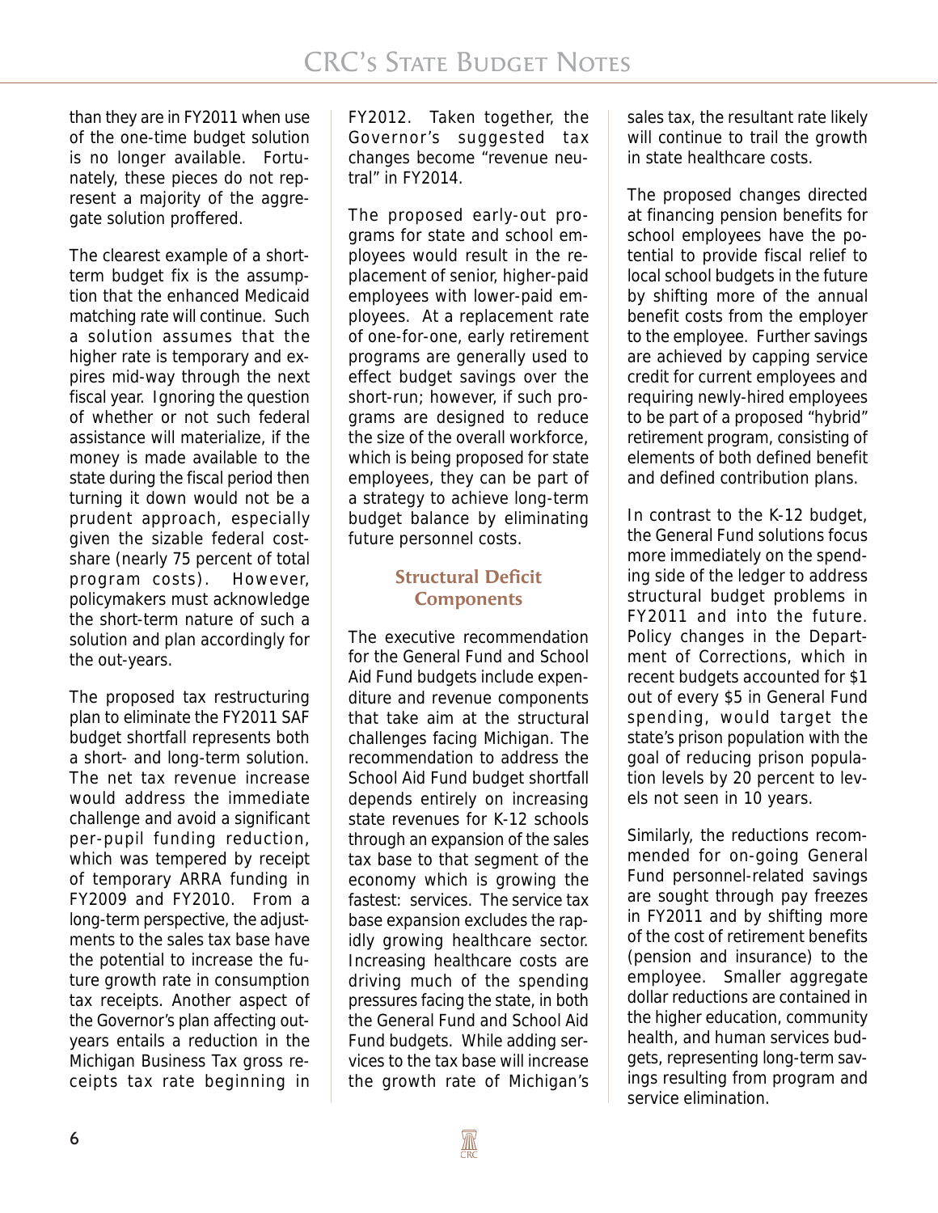than they are in FY2011 when use of the one-time budget solution is no longer available. Fortunately, these pieces do not represent a majority of the aggregate solution proffered.

The clearest example of a short-term budget fix is the assumption that the enhanced Medicaid matching rate will continue. Such a solution assumes that the higher rate is temporary and expires mid-way through the next fiscal year. Ignoring the question of whether or not such federal assistance will materialize, if the money is made available to the state during the fiscal period then turning it down would not be a prudent approach, especially given the sizable federal cost-share (nearly 75 percent of total program costs). However, policymakers must acknowledge the short-term nature of such a solution and plan accordingly for the out-years.

The proposed tax restructuring plan to eliminate the FY2011 SAF budget shortfall represents both a short- and long-term solution. The net tax revenue increase would address the immediate challenge and avoid a significant per-pupil funding reduction, which was tempered by receipt of temporary ARRA funding in FY2009 and FY2010. From a long-term perspective, the adjustments to the sales tax base have the potential to increase the future growth rate in consumption tax receipts. Another aspect of the Governor's plan affecting out-years entails a reduction in the Michigan Business Tax gross receipts tax rate beginning in FY2012. Taken together, the Governor's suggested tax changes become "revenue neutral" in FY2014.

The proposed early-out programs for state and school employees would result in the replacement of senior, higher-paid employees with lower-paid employees. At a replacement rate of one-for-one, early retirement programs are generally used to effect budget savings over the short-run; however, if such programs are designed to reduce the size of the overall workforce, which is being proposed for state employees, they can be part of a strategy to achieve long-term budget balance by eliminating future personnel costs.

## Structural Deficit Components

The executive recommendation for the General Fund and School Aid Fund budgets include expenditure and revenue components that take aim at the structural challenges facing Michigan. The recommendation to address the School Aid Fund budget shortfall depends entirely on increasing state revenues for K-12 schools through an expansion of the sales tax base to that segment of the economy which is growing the fastest: services. The service tax base expansion excludes the rapidly growing healthcare sector. Increasing healthcare costs are driving much of the spending pressures facing the state, in both the General Fund and School Aid Fund budgets. While adding services to the tax base will increase the growth rate of Michigan's sales tax, the resultant rate likely will continue to trail the growth in state healthcare costs.

The proposed changes directed at financing pension benefits for school employees have the potential to provide fiscal relief to local school budgets in the future by shifting more of the annual benefit costs from the employer to the employee. Further savings are achieved by capping service credit for current employees and requiring newly-hired employees to be part of a proposed "hybrid" retirement program, consisting of elements of both defined benefit and defined contribution plans.

In contrast to the K-12 budget, the General Fund solutions focus more immediately on the spending side of the ledger to address structural budget problems in FY2011 and into the future. Policy changes in the Department of Corrections, which in recent budgets accounted for $1 out of every $5 in General Fund spending, would target the state's prison population with the goal of reducing prison population levels by 20 percent to levels not seen in 10 years.

Similarly, the reductions recommended for on-going General Fund personnel-related savings are sought through pay freezes in FY2011 and by shifting more of the cost of retirement benefits (pension and insurance) to the employee. Smaller aggregate dollar reductions are contained in the higher education, community health, and human services budgets, representing long-term savings resulting from program and service elimination.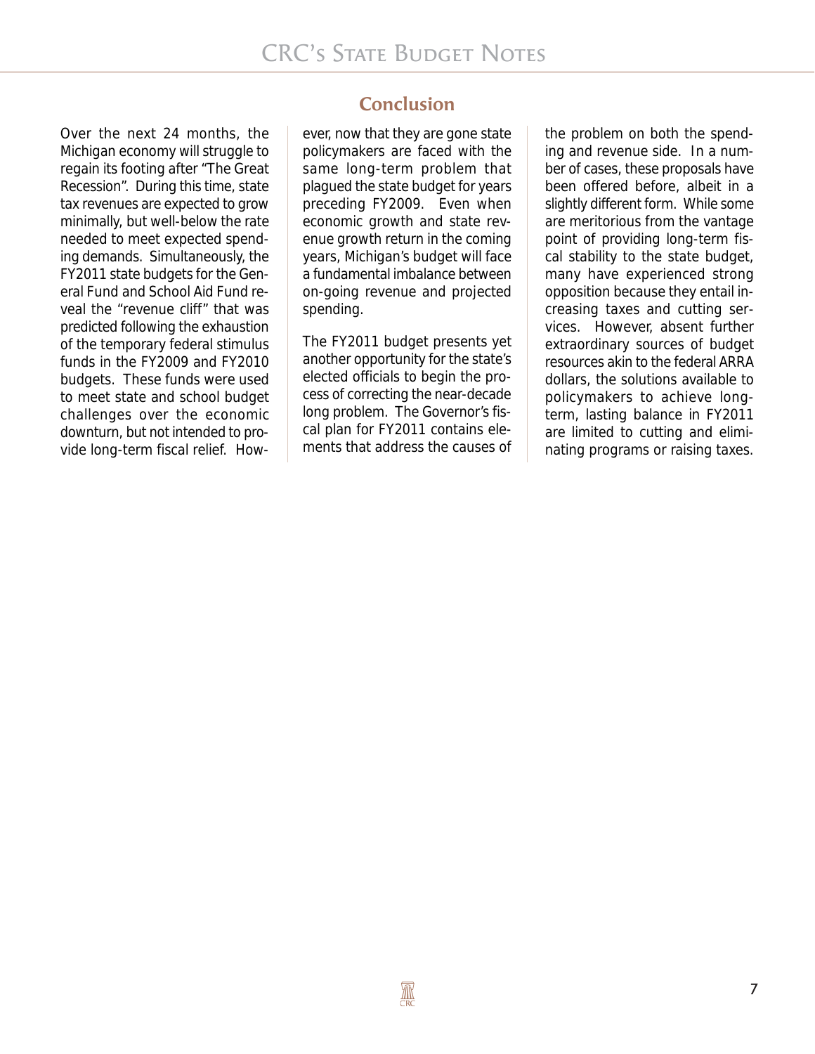## Conclusion

Over the next 24 months, the Michigan economy will struggle to regain its footing after "The Great Recession". During this time, state tax revenues are expected to grow minimally, but well-below the rate needed to meet expected spending demands. Simultaneously, the FY2011 state budgets for the General Fund and School Aid Fund reveal the "revenue cliff" that was predicted following the exhaustion of the temporary federal stimulus funds in the FY2009 and FY2010 budgets. These funds were used to meet state and school budget challenges over the economic downturn, but not intended to provide long-term fiscal relief. However, now that they are gone state policymakers are faced with the same long-term problem that plagued the state budget for years preceding FY2009. Even when economic growth and state revenue growth return in the coming years, Michigan's budget will face a fundamental imbalance between on-going revenue and projected spending.

The FY2011 budget presents yet another opportunity for the state's elected officials to begin the process of correcting the near-decade long problem. The Governor's fiscal plan for FY2011 contains elements that address the causes of the problem on both the spending and revenue side. In a number of cases, these proposals have been offered before, albeit in a slightly different form. While some are meritorious from the vantage point of providing long-term fiscal stability to the state budget, many have experienced strong opposition because they entail increasing taxes and cutting services. However, absent further extraordinary sources of budget resources akin to the federal ARRA dollars, the solutions available to policymakers to achieve long-term, lasting balance in FY2011 are limited to cutting and eliminating programs or raising taxes.